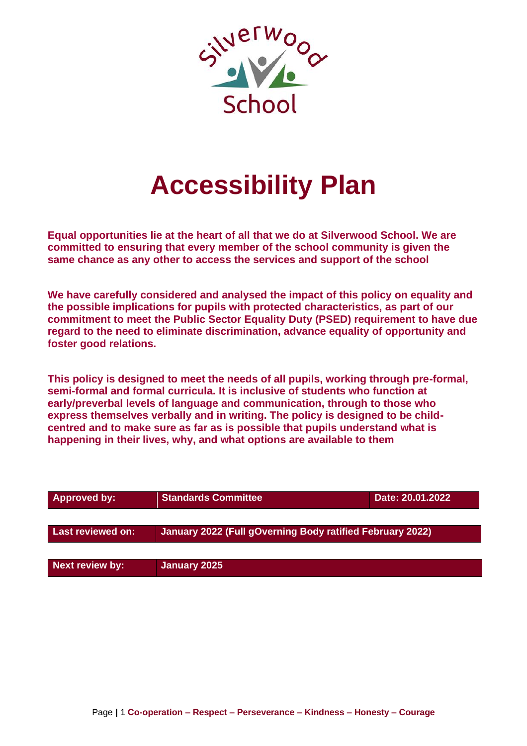# Accessibility Plan

**Equal opportunities lie at the heart of all that we do at Silverwood School. We are committed to ensuring that every member of the school community is given the same chance as any other to access the services and support of the school**

**We have carefully considered and analysed the impact of this policy on equality and the possible implications for pupils with protected characteristics, as part of our commitment to meet the Public Sector Equality Duty (PSED) requirement to have due regard to the need to eliminate discrimination, advance equality of opportunity and foster good relations.**

**This policy is designed to meet the needs of all pupils, working through pre-formal, semi-formal and formal curricula. It is inclusive of students who function at early/preverbal levels of language and communication, through to those who express themselves verbally and in writing. The policy is designed to be child-centred and to make sure as far as is possible that pupils understand what is happening in their lives, why, and what options are available to them**

| Approved by: | Standards Committee | Date: 20.01.2022 |
|---|---|---|

| Last reviewed on: | January 2022 (Full gOverning Body ratified February 2022) |
|---|---|

| Next review by: | January 2025 |
|---|---|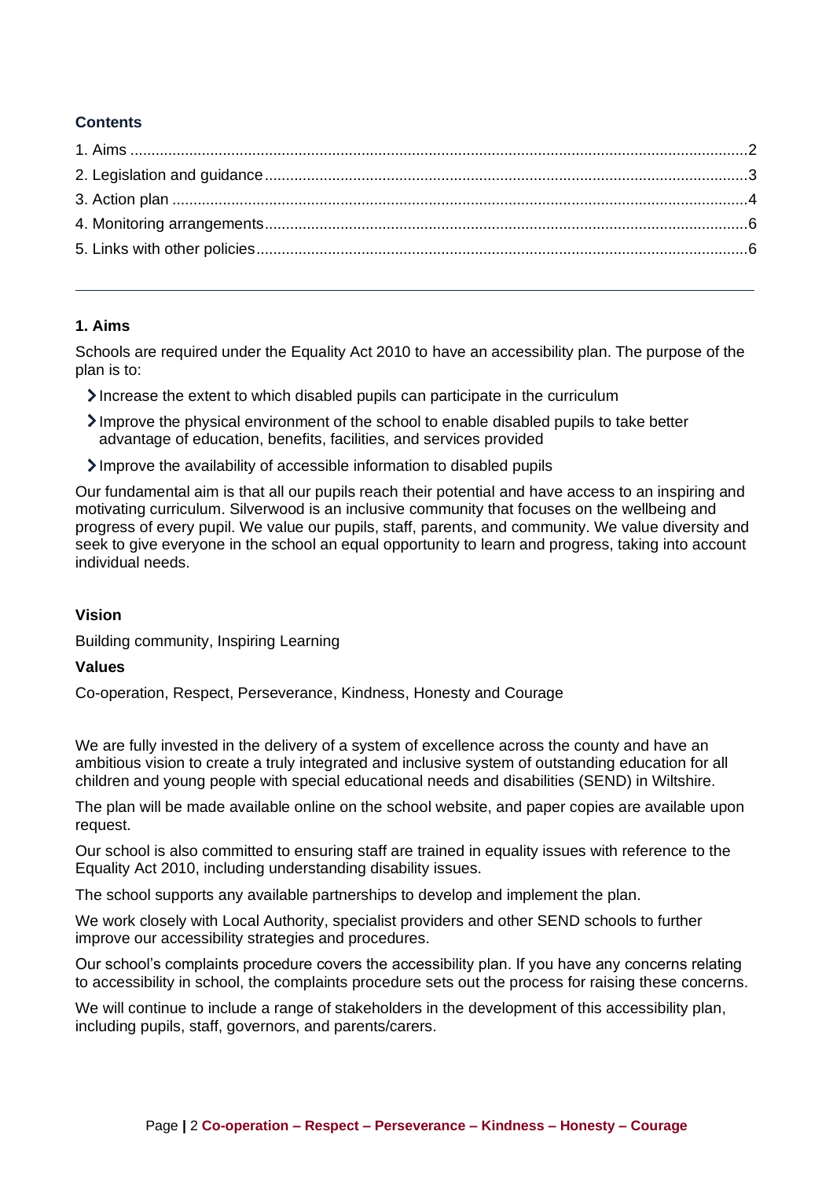**Contents**

1. Aims ....................................................................................................................................2
2. Legislation and guidance ....................................................................................................3
3. Action plan ..........................................................................................................................4
4. Monitoring arrangements ....................................................................................................6
5. Links with other policies ......................................................................................................6

---

## 1. Aims

Schools are required under the Equality Act 2010 to have an accessibility plan. The purpose of the plan is to:

- Increase the extent to which disabled pupils can participate in the curriculum
- Improve the physical environment of the school to enable disabled pupils to take better advantage of education, benefits, facilities, and services provided
- Improve the availability of accessible information to disabled pupils

Our fundamental aim is that all our pupils reach their potential and have access to an inspiring and motivating curriculum. Silverwood is an inclusive community that focuses on the wellbeing and progress of every pupil. We value our pupils, staff, parents, and community. We value diversity and seek to give everyone in the school an equal opportunity to learn and progress, taking into account individual needs.

**Vision**

Building community, Inspiring Learning

**Values**

Co-operation, Respect, Perseverance, Kindness, Honesty and Courage

We are fully invested in the delivery of a system of excellence across the county and have an ambitious vision to create a truly integrated and inclusive system of outstanding education for all children and young people with special educational needs and disabilities (SEND) in Wiltshire.

The plan will be made available online on the school website, and paper copies are available upon request.

Our school is also committed to ensuring staff are trained in equality issues with reference to the Equality Act 2010, including understanding disability issues.

The school supports any available partnerships to develop and implement the plan.

We work closely with Local Authority, specialist providers and other SEND schools to further improve our accessibility strategies and procedures.

Our school's complaints procedure covers the accessibility plan. If you have any concerns relating to accessibility in school, the complaints procedure sets out the process for raising these concerns.

We will continue to include a range of stakeholders in the development of this accessibility plan, including pupils, staff, governors, and parents/carers.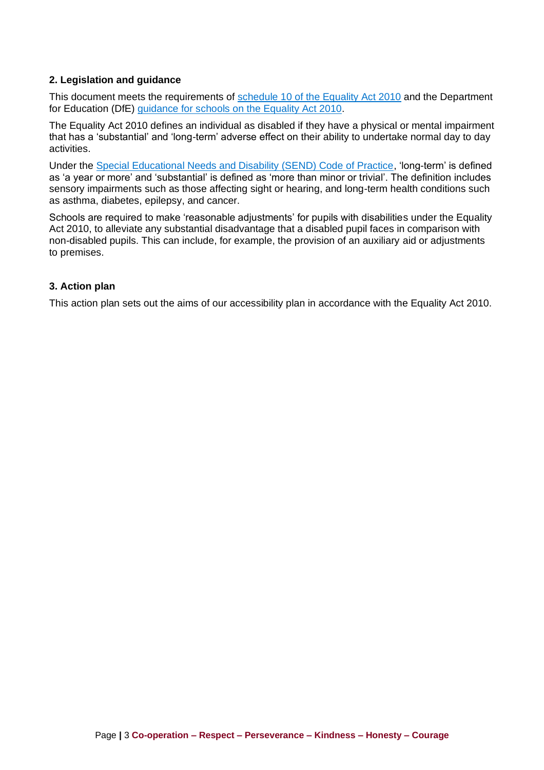## 2. Legislation and guidance

This document meets the requirements of [schedule 10 of the Equality Act 2010](#) and the Department for Education (DfE) [guidance for schools on the Equality Act 2010](#).

The Equality Act 2010 defines an individual as disabled if they have a physical or mental impairment that has a 'substantial' and 'long-term' adverse effect on their ability to undertake normal day to day activities.

Under the [Special Educational Needs and Disability (SEND) Code of Practice](#), 'long-term' is defined as 'a year or more' and 'substantial' is defined as 'more than minor or trivial'. The definition includes sensory impairments such as those affecting sight or hearing, and long-term health conditions such as asthma, diabetes, epilepsy, and cancer.

Schools are required to make 'reasonable adjustments' for pupils with disabilities under the Equality Act 2010, to alleviate any substantial disadvantage that a disabled pupil faces in comparison with non-disabled pupils. This can include, for example, the provision of an auxiliary aid or adjustments to premises.

## 3. Action plan

This action plan sets out the aims of our accessibility plan in accordance with the Equality Act 2010.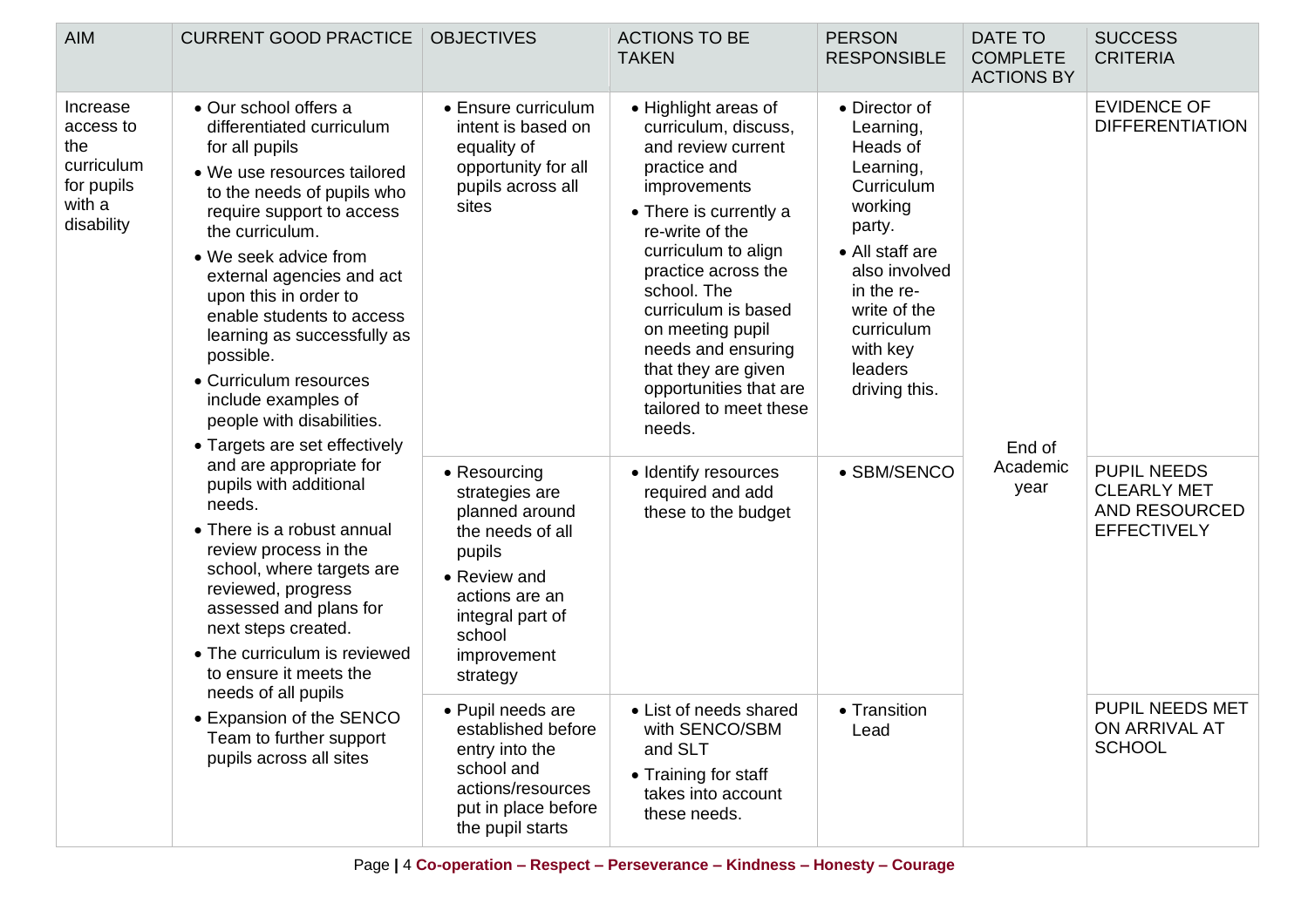| AIM | CURRENT GOOD PRACTICE | OBJECTIVES | ACTIONS TO BE TAKEN | PERSON RESPONSIBLE | DATE TO COMPLETE ACTIONS BY | SUCCESS CRITERIA |
|---|---|---|---|---|---|---|
| Increase access to the curriculum for pupils with a disability | • Our school offers a differentiated curriculum for all pupils<br>• We use resources tailored to the needs of pupils who require support to access the curriculum.<br>• We seek advice from external agencies and act upon this in order to enable students to access learning as successfully as possible.<br>• Curriculum resources include examples of people with disabilities.<br>• Targets are set effectively and are appropriate for pupils with additional needs.<br>• There is a robust annual review process in the school, where targets are reviewed, progress assessed and plans for next steps created.<br>• The curriculum is reviewed to ensure it meets the needs of all pupils<br>• Expansion of the SENCO Team to further support pupils across all sites | • Ensure curriculum intent is based on equality of opportunity for all pupils across all sites | • Highlight areas of curriculum, discuss, and review current practice and improvements<br>• There is currently a re-write of the curriculum to align practice across the school. The curriculum is based on meeting pupil needs and ensuring that they are given opportunities that are tailored to meet these needs. | • Director of Learning, Heads of Learning, Curriculum working party.<br>• All staff are also involved in the re-write of the curriculum with key leaders driving this. | End of Academic year | EVIDENCE OF DIFFERENTIATION |
| | | • Resourcing strategies are planned around the needs of all pupils<br>• Review and actions are an integral part of school improvement strategy | • Identify resources required and add these to the budget | • SBM/SENCO | | PUPIL NEEDS CLEARLY MET AND RESOURCED EFFECTIVELY |
| | | • Pupil needs are established before entry into the school and actions/resources put in place before the pupil starts | • List of needs shared with SENCO/SBM and SLT<br>• Training for staff takes into account these needs. | • Transition Lead | | PUPIL NEEDS MET ON ARRIVAL AT SCHOOL |

**Co-operation – Respect – Perseverance – Kindness – Honesty – Courage**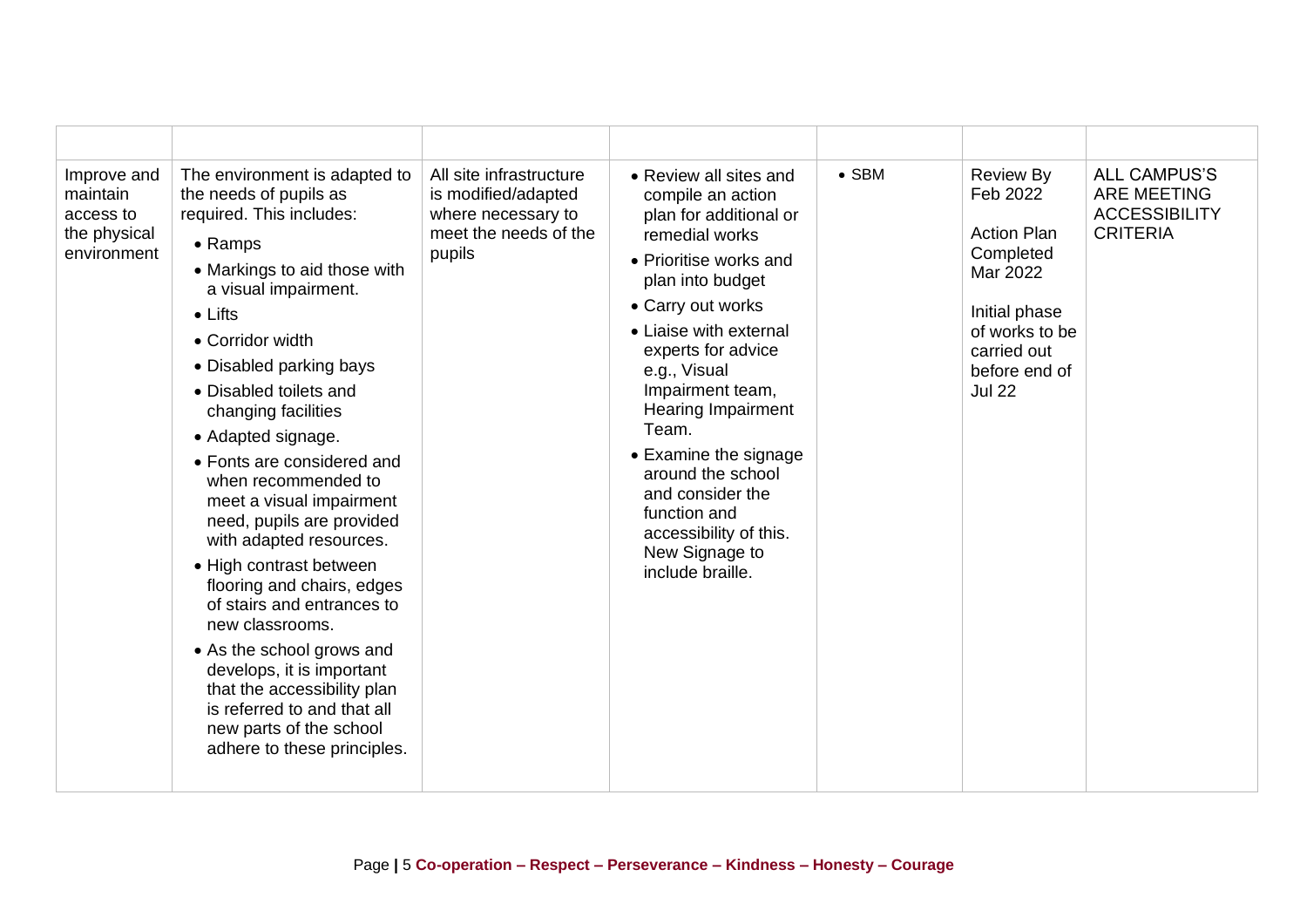| | | | | | | |
|---|---|---|---|---|---|---|
| Improve and maintain access to the physical environment | The environment is adapted to the needs of pupils as required. This includes:<br>• Ramps<br>• Markings to aid those with a visual impairment.<br>• Lifts<br>• Corridor width<br>• Disabled parking bays<br>• Disabled toilets and changing facilities<br>• Adapted signage.<br>• Fonts are considered and when recommended to meet a visual impairment need, pupils are provided with adapted resources.<br>• High contrast between flooring and chairs, edges of stairs and entrances to new classrooms.<br>• As the school grows and develops, it is important that the accessibility plan is referred to and that all new parts of the school adhere to these principles. | All site infrastructure is modified/adapted where necessary to meet the needs of the pupils | • Review all sites and compile an action plan for additional or remedial works<br>• Prioritise works and plan into budget<br>• Carry out works<br>• Liaise with external experts for advice e.g., Visual Impairment team, Hearing Impairment Team.<br>• Examine the signage around the school and consider the function and accessibility of this. New Signage to include braille. | • SBM | Review By Feb 2022<br><br>Action Plan Completed Mar 2022<br><br>Initial phase of works to be carried out before end of Jul 22 | ALL CAMPUS'S ARE MEETING ACCESSIBILITY CRITERIA |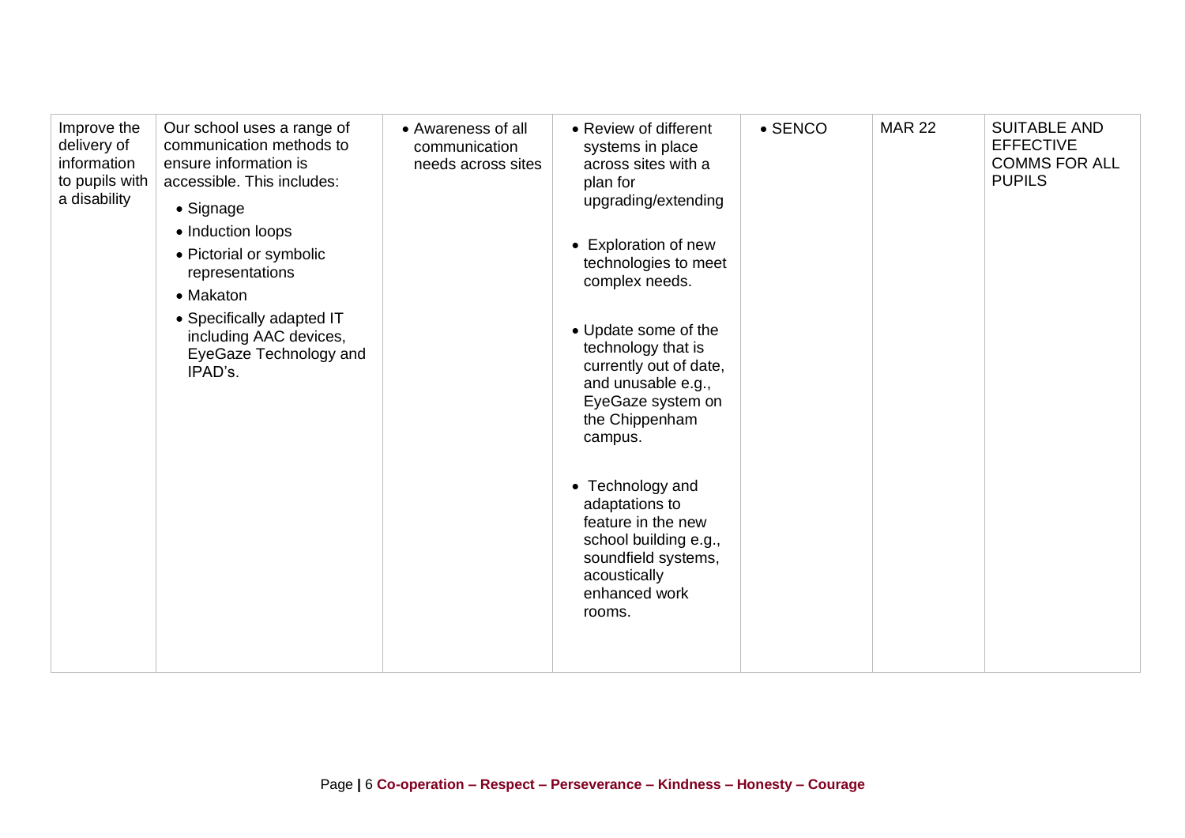| Improve the delivery of information to pupils with a disability | Our school uses a range of communication methods to ensure information is accessible. This includes:<br>• Signage<br>• Induction loops<br>• Pictorial or symbolic representations<br>• Makaton<br>• Specifically adapted IT including AAC devices, EyeGaze Technology and IPAD's. | • Awareness of all communication needs across sites | • Review of different systems in place across sites with a plan for upgrading/extending<br><br>• Exploration of new technologies to meet complex needs.<br><br>• Update some of the technology that is currently out of date, and unusable e.g., EyeGaze system on the Chippenham campus.<br><br>• Technology and adaptations to feature in the new school building e.g., soundfield systems, acoustically enhanced work rooms. | • SENCO | MAR 22 | SUITABLE AND EFFECTIVE COMMS FOR ALL PUPILS |
|---|---|---|---|---|---|---|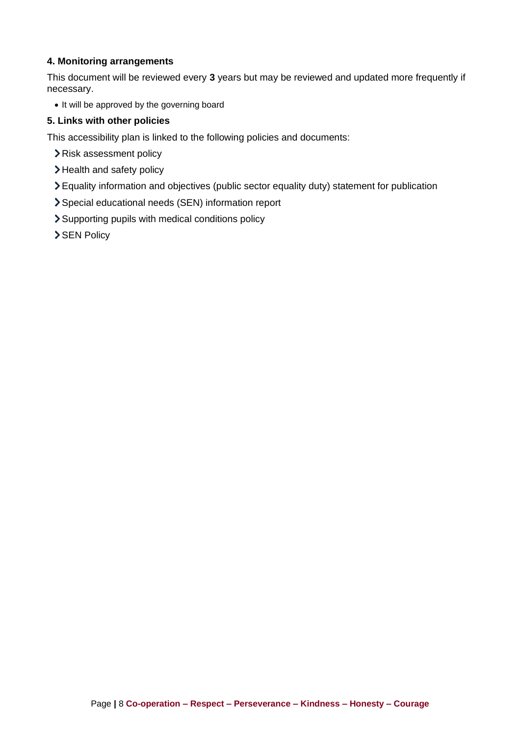### 4. Monitoring arrangements

This document will be reviewed every **3** years but may be reviewed and updated more frequently if necessary.

- It will be approved by the governing board

### 5. Links with other policies

This accessibility plan is linked to the following policies and documents:

- Risk assessment policy
- Health and safety policy
- Equality information and objectives (public sector equality duty) statement for publication
- Special educational needs (SEN) information report
- Supporting pupils with medical conditions policy
- SEN Policy